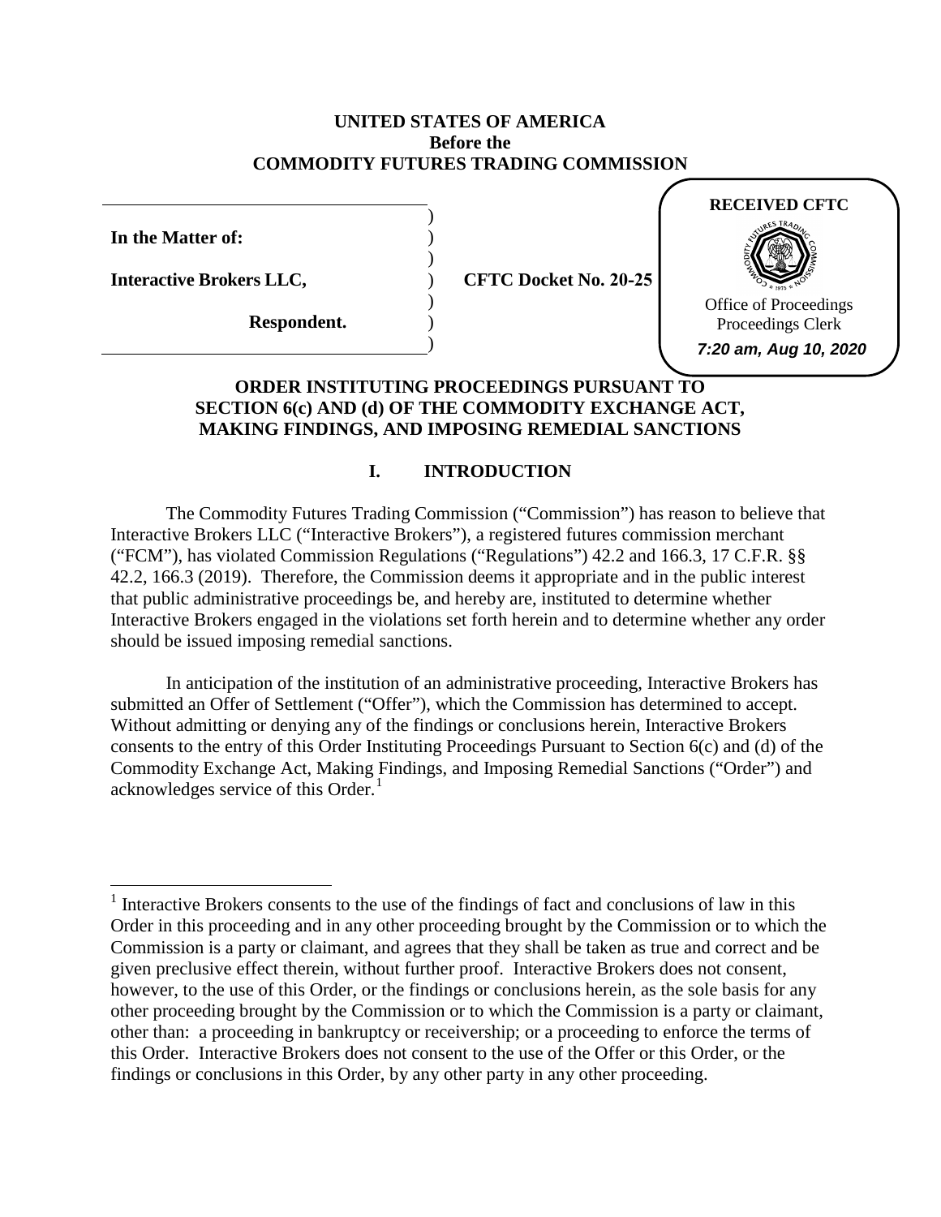**UNITED STATES OF AMERICA**
**Before the**
**COMMODITY FUTURES TRADING COMMISSION**

RECEIVED CFTC

Office of Proceedings
Proceedings Clerk
*7:20 am, Aug 10, 2020*

| | |
|---|---|
| **In the Matter of:** | |
| **Interactive Brokers LLC,** | **CFTC Docket No. 20-25** |
| **Respondent.** | |

**ORDER INSTITUTING PROCEEDINGS PURSUANT TO SECTION 6(c) AND (d) OF THE COMMODITY EXCHANGE ACT, MAKING FINDINGS, AND IMPOSING REMEDIAL SANCTIONS**

## I. INTRODUCTION

The Commodity Futures Trading Commission ("Commission") has reason to believe that Interactive Brokers LLC ("Interactive Brokers"), a registered futures commission merchant ("FCM"), has violated Commission Regulations ("Regulations") 42.2 and 166.3, 17 C.F.R. §§ 42.2, 166.3 (2019). Therefore, the Commission deems it appropriate and in the public interest that public administrative proceedings be, and hereby are, instituted to determine whether Interactive Brokers engaged in the violations set forth herein and to determine whether any order should be issued imposing remedial sanctions.

In anticipation of the institution of an administrative proceeding, Interactive Brokers has submitted an Offer of Settlement ("Offer"), which the Commission has determined to accept. Without admitting or denying any of the findings or conclusions herein, Interactive Brokers consents to the entry of this Order Instituting Proceedings Pursuant to Section 6(c) and (d) of the Commodity Exchange Act, Making Findings, and Imposing Remedial Sanctions ("Order") and acknowledges service of this Order.[1]

[1] Interactive Brokers consents to the use of the findings of fact and conclusions of law in this Order in this proceeding and in any other proceeding brought by the Commission or to which the Commission is a party or claimant, and agrees that they shall be taken as true and correct and be given preclusive effect therein, without further proof. Interactive Brokers does not consent, however, to the use of this Order, or the findings or conclusions herein, as the sole basis for any other proceeding brought by the Commission or to which the Commission is a party or claimant, other than: a proceeding in bankruptcy or receivership; or a proceeding to enforce the terms of this Order. Interactive Brokers does not consent to the use of the Offer or this Order, or the findings or conclusions in this Order, by any other party in any other proceeding.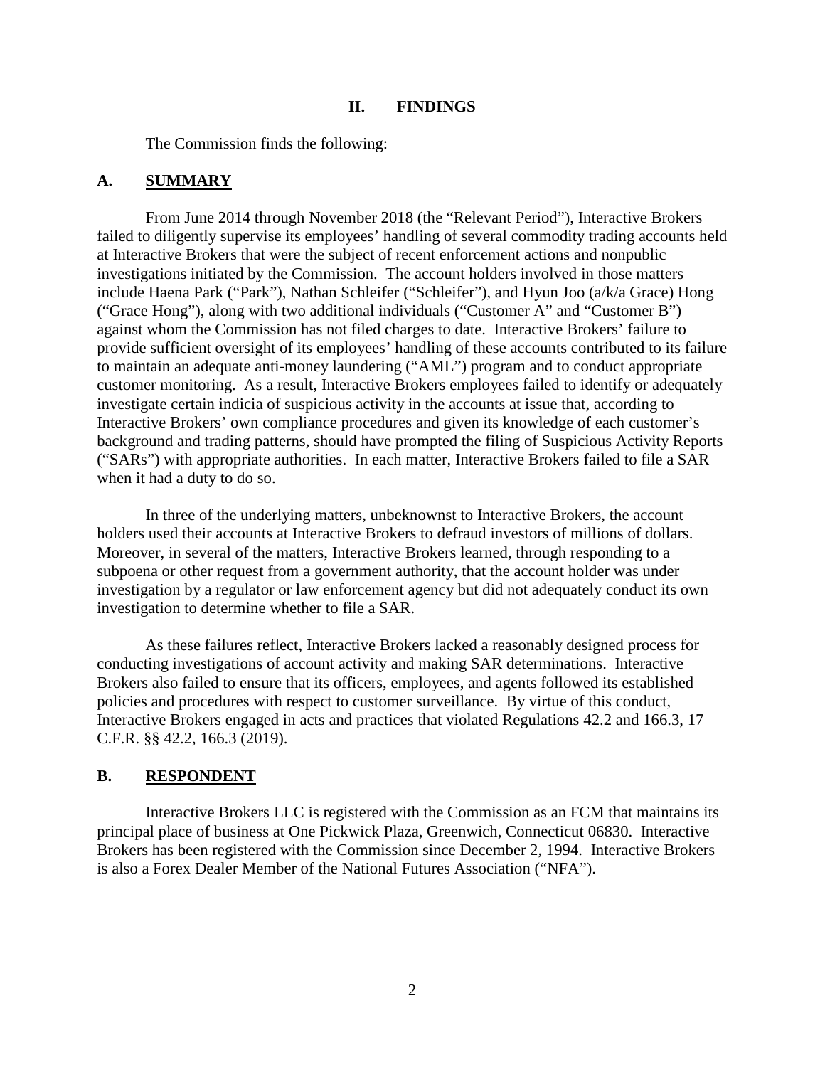## II. FINDINGS

The Commission finds the following:

### A. SUMMARY

From June 2014 through November 2018 (the "Relevant Period"), Interactive Brokers failed to diligently supervise its employees' handling of several commodity trading accounts held at Interactive Brokers that were the subject of recent enforcement actions and nonpublic investigations initiated by the Commission. The account holders involved in those matters include Haena Park ("Park"), Nathan Schleifer ("Schleifer"), and Hyun Joo (a/k/a Grace) Hong ("Grace Hong"), along with two additional individuals ("Customer A" and "Customer B") against whom the Commission has not filed charges to date. Interactive Brokers' failure to provide sufficient oversight of its employees' handling of these accounts contributed to its failure to maintain an adequate anti-money laundering ("AML") program and to conduct appropriate customer monitoring. As a result, Interactive Brokers employees failed to identify or adequately investigate certain indicia of suspicious activity in the accounts at issue that, according to Interactive Brokers' own compliance procedures and given its knowledge of each customer's background and trading patterns, should have prompted the filing of Suspicious Activity Reports ("SARs") with appropriate authorities. In each matter, Interactive Brokers failed to file a SAR when it had a duty to do so.

In three of the underlying matters, unbeknownst to Interactive Brokers, the account holders used their accounts at Interactive Brokers to defraud investors of millions of dollars. Moreover, in several of the matters, Interactive Brokers learned, through responding to a subpoena or other request from a government authority, that the account holder was under investigation by a regulator or law enforcement agency but did not adequately conduct its own investigation to determine whether to file a SAR.

As these failures reflect, Interactive Brokers lacked a reasonably designed process for conducting investigations of account activity and making SAR determinations. Interactive Brokers also failed to ensure that its officers, employees, and agents followed its established policies and procedures with respect to customer surveillance. By virtue of this conduct, Interactive Brokers engaged in acts and practices that violated Regulations 42.2 and 166.3, 17 C.F.R. §§ 42.2, 166.3 (2019).

### B. RESPONDENT

Interactive Brokers LLC is registered with the Commission as an FCM that maintains its principal place of business at One Pickwick Plaza, Greenwich, Connecticut 06830. Interactive Brokers has been registered with the Commission since December 2, 1994. Interactive Brokers is also a Forex Dealer Member of the National Futures Association ("NFA").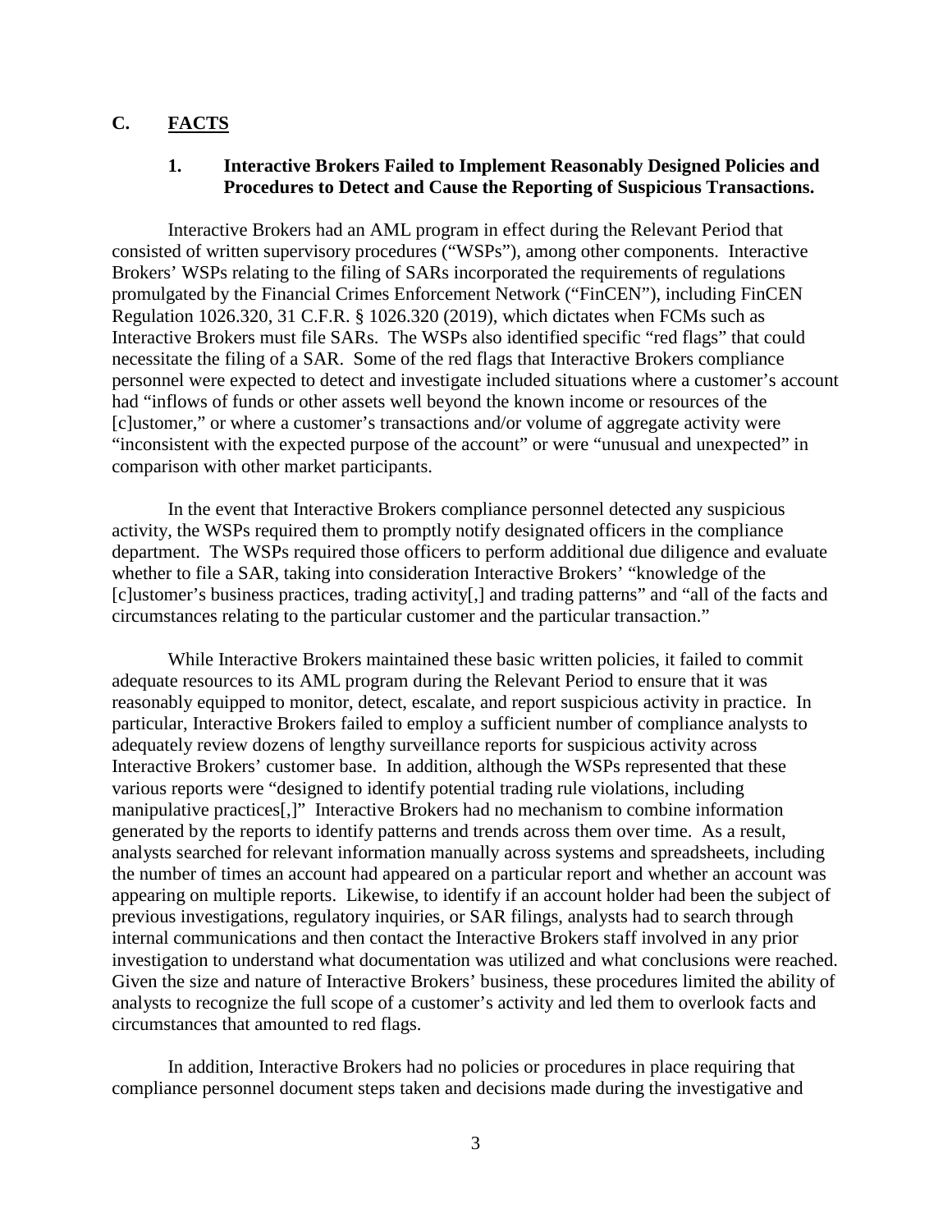## C. FACTS

### 1. Interactive Brokers Failed to Implement Reasonably Designed Policies and Procedures to Detect and Cause the Reporting of Suspicious Transactions.

Interactive Brokers had an AML program in effect during the Relevant Period that consisted of written supervisory procedures ("WSPs"), among other components. Interactive Brokers' WSPs relating to the filing of SARs incorporated the requirements of regulations promulgated by the Financial Crimes Enforcement Network ("FinCEN"), including FinCEN Regulation 1026.320, 31 C.F.R. § 1026.320 (2019), which dictates when FCMs such as Interactive Brokers must file SARs. The WSPs also identified specific "red flags" that could necessitate the filing of a SAR. Some of the red flags that Interactive Brokers compliance personnel were expected to detect and investigate included situations where a customer's account had "inflows of funds or other assets well beyond the known income or resources of the [c]ustomer," or where a customer's transactions and/or volume of aggregate activity were "inconsistent with the expected purpose of the account" or were "unusual and unexpected" in comparison with other market participants.

In the event that Interactive Brokers compliance personnel detected any suspicious activity, the WSPs required them to promptly notify designated officers in the compliance department. The WSPs required those officers to perform additional due diligence and evaluate whether to file a SAR, taking into consideration Interactive Brokers' "knowledge of the [c]ustomer's business practices, trading activity[,] and trading patterns" and "all of the facts and circumstances relating to the particular customer and the particular transaction."

While Interactive Brokers maintained these basic written policies, it failed to commit adequate resources to its AML program during the Relevant Period to ensure that it was reasonably equipped to monitor, detect, escalate, and report suspicious activity in practice. In particular, Interactive Brokers failed to employ a sufficient number of compliance analysts to adequately review dozens of lengthy surveillance reports for suspicious activity across Interactive Brokers' customer base. In addition, although the WSPs represented that these various reports were "designed to identify potential trading rule violations, including manipulative practices[,]" Interactive Brokers had no mechanism to combine information generated by the reports to identify patterns and trends across them over time. As a result, analysts searched for relevant information manually across systems and spreadsheets, including the number of times an account had appeared on a particular report and whether an account was appearing on multiple reports. Likewise, to identify if an account holder had been the subject of previous investigations, regulatory inquiries, or SAR filings, analysts had to search through internal communications and then contact the Interactive Brokers staff involved in any prior investigation to understand what documentation was utilized and what conclusions were reached. Given the size and nature of Interactive Brokers' business, these procedures limited the ability of analysts to recognize the full scope of a customer's activity and led them to overlook facts and circumstances that amounted to red flags.

In addition, Interactive Brokers had no policies or procedures in place requiring that compliance personnel document steps taken and decisions made during the investigative and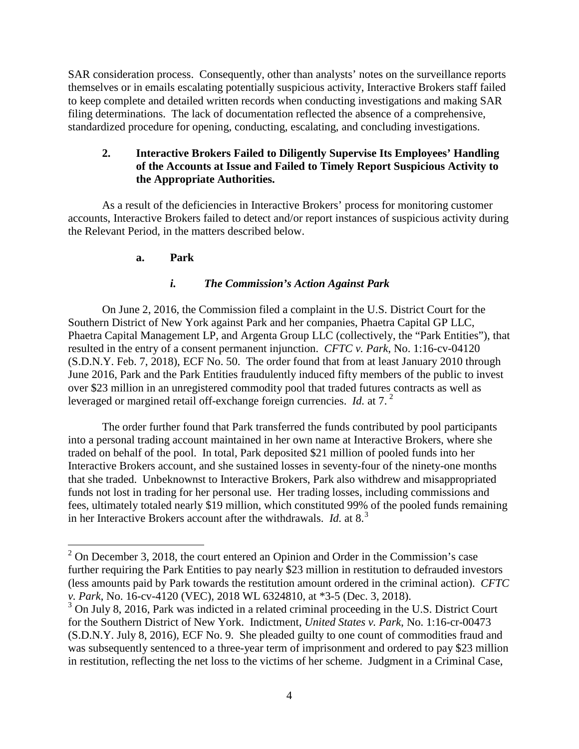SAR consideration process. Consequently, other than analysts' notes on the surveillance reports themselves or in emails escalating potentially suspicious activity, Interactive Brokers staff failed to keep complete and detailed written records when conducting investigations and making SAR filing determinations. The lack of documentation reflected the absence of a comprehensive, standardized procedure for opening, conducting, escalating, and concluding investigations.

### 2. Interactive Brokers Failed to Diligently Supervise Its Employees' Handling of the Accounts at Issue and Failed to Timely Report Suspicious Activity to the Appropriate Authorities.

As a result of the deficiencies in Interactive Brokers' process for monitoring customer accounts, Interactive Brokers failed to detect and/or report instances of suspicious activity during the Relevant Period, in the matters described below.

#### a. Park

##### *i. The Commission's Action Against Park*

On June 2, 2016, the Commission filed a complaint in the U.S. District Court for the Southern District of New York against Park and her companies, Phaetra Capital GP LLC, Phaetra Capital Management LP, and Argenta Group LLC (collectively, the "Park Entities"), that resulted in the entry of a consent permanent injunction. *CFTC v. Park*, No. 1:16-cv-04120 (S.D.N.Y. Feb. 7, 2018), ECF No. 50. The order found that from at least January 2010 through June 2016, Park and the Park Entities fraudulently induced fifty members of the public to invest over $23 million in an unregistered commodity pool that traded futures contracts as well as leveraged or margined retail off-exchange foreign currencies. *Id.* at 7. [2]

The order further found that Park transferred the funds contributed by pool participants into a personal trading account maintained in her own name at Interactive Brokers, where she traded on behalf of the pool. In total, Park deposited $21 million of pooled funds into her Interactive Brokers account, and she sustained losses in seventy-four of the ninety-one months that she traded. Unbeknownst to Interactive Brokers, Park also withdrew and misappropriated funds not lost in trading for her personal use. Her trading losses, including commissions and fees, ultimately totaled nearly $19 million, which constituted 99% of the pooled funds remaining in her Interactive Brokers account after the withdrawals. *Id.* at 8.[3]

---

[2] On December 3, 2018, the court entered an Opinion and Order in the Commission's case further requiring the Park Entities to pay nearly $23 million in restitution to defrauded investors (less amounts paid by Park towards the restitution amount ordered in the criminal action). *CFTC v. Park*, No. 16-cv-4120 (VEC), 2018 WL 6324810, at *3-5 (Dec. 3, 2018).

[3] On July 8, 2016, Park was indicted in a related criminal proceeding in the U.S. District Court for the Southern District of New York. Indictment, *United States v. Park*, No. 1:16-cr-00473 (S.D.N.Y. July 8, 2016), ECF No. 9. She pleaded guilty to one count of commodities fraud and was subsequently sentenced to a three-year term of imprisonment and ordered to pay $23 million in restitution, reflecting the net loss to the victims of her scheme. Judgment in a Criminal Case,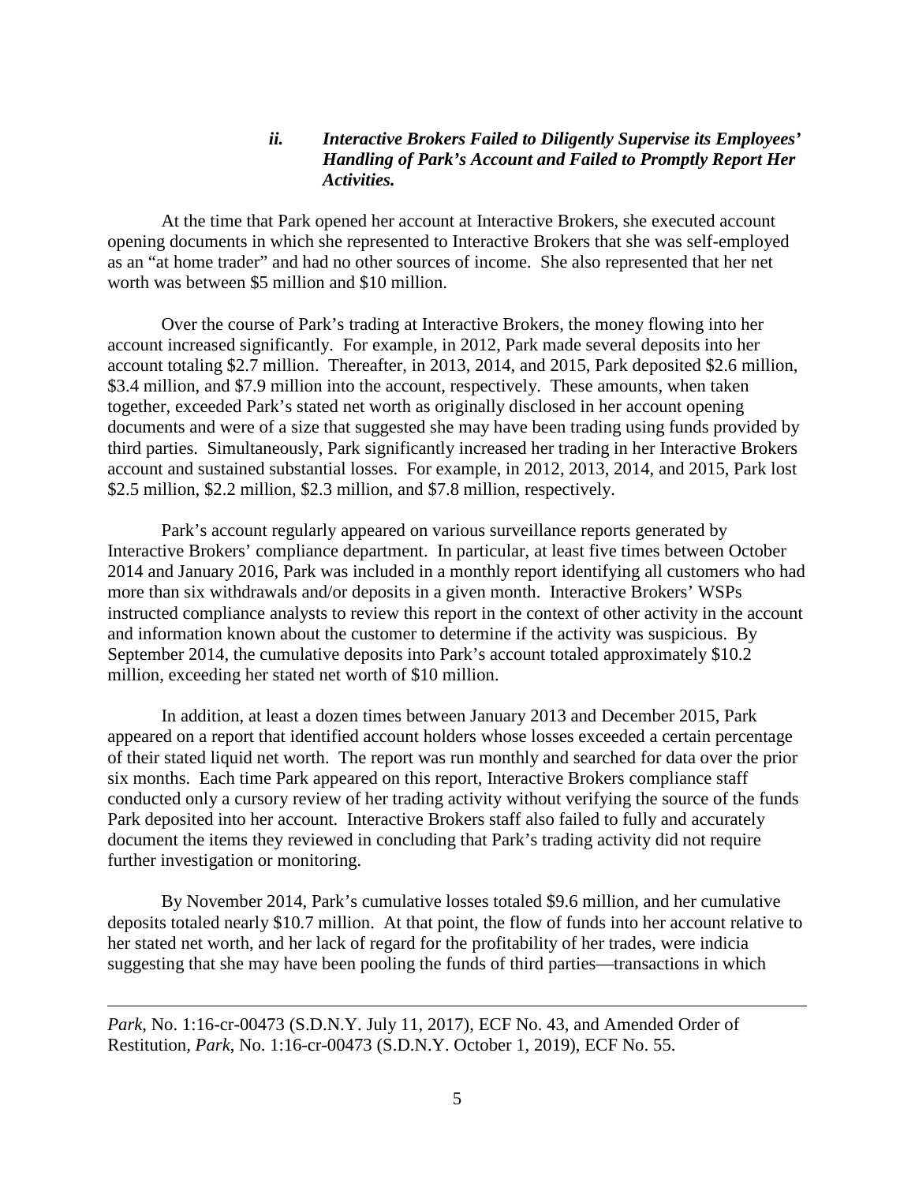### *ii. Interactive Brokers Failed to Diligently Supervise its Employees' Handling of Park's Account and Failed to Promptly Report Her Activities.*

At the time that Park opened her account at Interactive Brokers, she executed account opening documents in which she represented to Interactive Brokers that she was self-employed as an "at home trader" and had no other sources of income. She also represented that her net worth was between $5 million and $10 million.

Over the course of Park's trading at Interactive Brokers, the money flowing into her account increased significantly. For example, in 2012, Park made several deposits into her account totaling $2.7 million. Thereafter, in 2013, 2014, and 2015, Park deposited $2.6 million, $3.4 million, and $7.9 million into the account, respectively. These amounts, when taken together, exceeded Park's stated net worth as originally disclosed in her account opening documents and were of a size that suggested she may have been trading using funds provided by third parties. Simultaneously, Park significantly increased her trading in her Interactive Brokers account and sustained substantial losses. For example, in 2012, 2013, 2014, and 2015, Park lost $2.5 million, $2.2 million, $2.3 million, and $7.8 million, respectively.

Park's account regularly appeared on various surveillance reports generated by Interactive Brokers' compliance department. In particular, at least five times between October 2014 and January 2016, Park was included in a monthly report identifying all customers who had more than six withdrawals and/or deposits in a given month. Interactive Brokers' WSPs instructed compliance analysts to review this report in the context of other activity in the account and information known about the customer to determine if the activity was suspicious. By September 2014, the cumulative deposits into Park's account totaled approximately $10.2 million, exceeding her stated net worth of $10 million.

In addition, at least a dozen times between January 2013 and December 2015, Park appeared on a report that identified account holders whose losses exceeded a certain percentage of their stated liquid net worth. The report was run monthly and searched for data over the prior six months. Each time Park appeared on this report, Interactive Brokers compliance staff conducted only a cursory review of her trading activity without verifying the source of the funds Park deposited into her account. Interactive Brokers staff also failed to fully and accurately document the items they reviewed in concluding that Park's trading activity did not require further investigation or monitoring.

By November 2014, Park's cumulative losses totaled $9.6 million, and her cumulative deposits totaled nearly $10.7 million. At that point, the flow of funds into her account relative to her stated net worth, and her lack of regard for the profitability of her trades, were indicia suggesting that she may have been pooling the funds of third parties—transactions in which

---

*Park*, No. 1:16-cr-00473 (S.D.N.Y. July 11, 2017), ECF No. 43, and Amended Order of Restitution, *Park*, No. 1:16-cr-00473 (S.D.N.Y. October 1, 2019), ECF No. 55.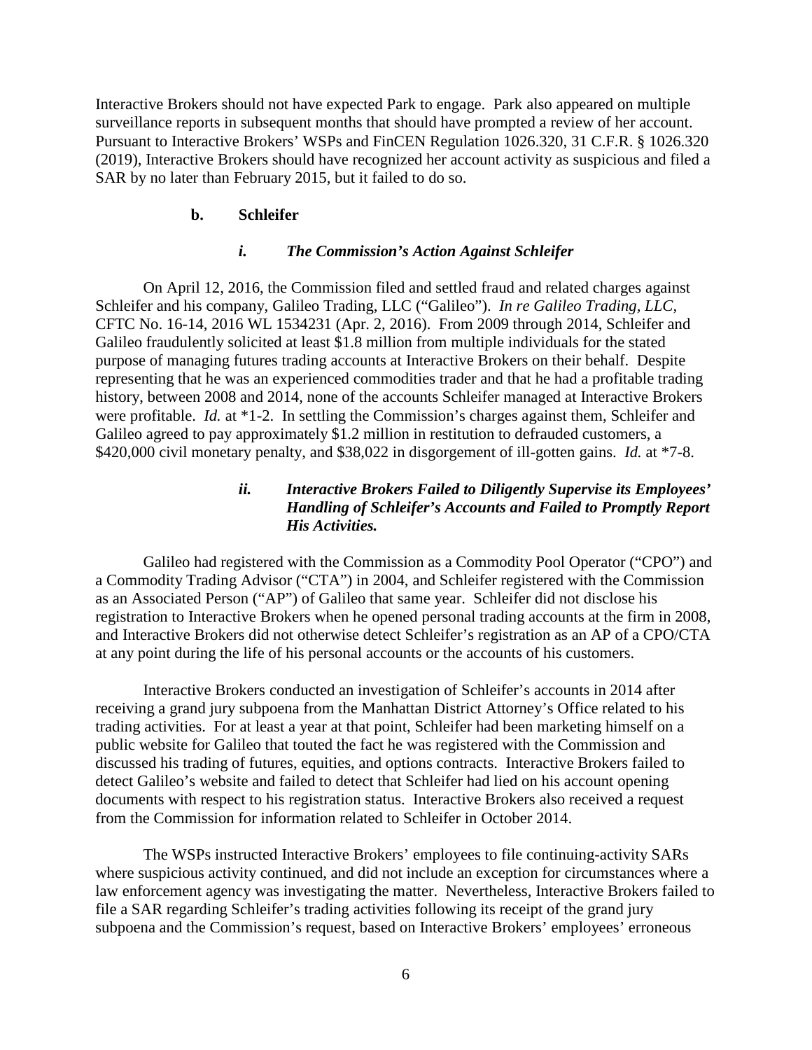Interactive Brokers should not have expected Park to engage. Park also appeared on multiple surveillance reports in subsequent months that should have prompted a review of her account. Pursuant to Interactive Brokers' WSPs and FinCEN Regulation 1026.320, 31 C.F.R. § 1026.320 (2019), Interactive Brokers should have recognized her account activity as suspicious and filed a SAR by no later than February 2015, but it failed to do so.

### b. Schleifer

#### *i. The Commission's Action Against Schleifer*

On April 12, 2016, the Commission filed and settled fraud and related charges against Schleifer and his company, Galileo Trading, LLC ("Galileo"). *In re Galileo Trading, LLC*, CFTC No. 16-14, 2016 WL 1534231 (Apr. 2, 2016). From 2009 through 2014, Schleifer and Galileo fraudulently solicited at least $1.8 million from multiple individuals for the stated purpose of managing futures trading accounts at Interactive Brokers on their behalf. Despite representing that he was an experienced commodities trader and that he had a profitable trading history, between 2008 and 2014, none of the accounts Schleifer managed at Interactive Brokers were profitable. *Id.* at *1-2. In settling the Commission's charges against them, Schleifer and Galileo agreed to pay approximately $1.2 million in restitution to defrauded customers, a $420,000 civil monetary penalty, and $38,022 in disgorgement of ill-gotten gains. *Id.* at *7-8.

#### *ii. Interactive Brokers Failed to Diligently Supervise its Employees' Handling of Schleifer's Accounts and Failed to Promptly Report His Activities.*

Galileo had registered with the Commission as a Commodity Pool Operator ("CPO") and a Commodity Trading Advisor ("CTA") in 2004, and Schleifer registered with the Commission as an Associated Person ("AP") of Galileo that same year. Schleifer did not disclose his registration to Interactive Brokers when he opened personal trading accounts at the firm in 2008, and Interactive Brokers did not otherwise detect Schleifer's registration as an AP of a CPO/CTA at any point during the life of his personal accounts or the accounts of his customers.

Interactive Brokers conducted an investigation of Schleifer's accounts in 2014 after receiving a grand jury subpoena from the Manhattan District Attorney's Office related to his trading activities. For at least a year at that point, Schleifer had been marketing himself on a public website for Galileo that touted the fact he was registered with the Commission and discussed his trading of futures, equities, and options contracts. Interactive Brokers failed to detect Galileo's website and failed to detect that Schleifer had lied on his account opening documents with respect to his registration status. Interactive Brokers also received a request from the Commission for information related to Schleifer in October 2014.

The WSPs instructed Interactive Brokers' employees to file continuing-activity SARs where suspicious activity continued, and did not include an exception for circumstances where a law enforcement agency was investigating the matter. Nevertheless, Interactive Brokers failed to file a SAR regarding Schleifer's trading activities following its receipt of the grand jury subpoena and the Commission's request, based on Interactive Brokers' employees' erroneous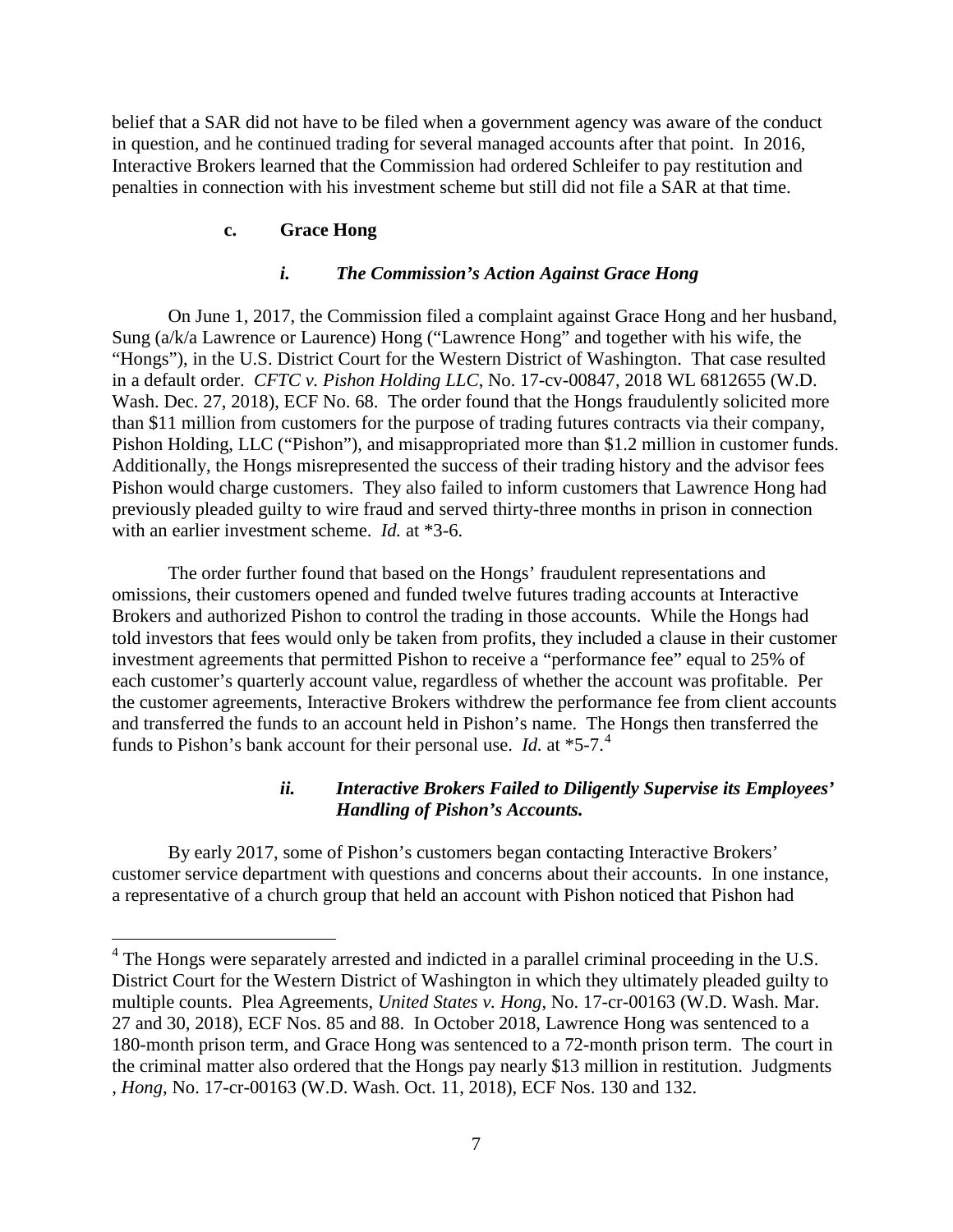belief that a SAR did not have to be filed when a government agency was aware of the conduct in question, and he continued trading for several managed accounts after that point. In 2016, Interactive Brokers learned that the Commission had ordered Schleifer to pay restitution and penalties in connection with his investment scheme but still did not file a SAR at that time.

#### c. Grace Hong

##### *i. The Commission's Action Against Grace Hong*

On June 1, 2017, the Commission filed a complaint against Grace Hong and her husband, Sung (a/k/a Lawrence or Laurence) Hong ("Lawrence Hong" and together with his wife, the "Hongs"), in the U.S. District Court for the Western District of Washington. That case resulted in a default order. *CFTC v. Pishon Holding LLC*, No. 17-cv-00847, 2018 WL 6812655 (W.D. Wash. Dec. 27, 2018), ECF No. 68. The order found that the Hongs fraudulently solicited more than $11 million from customers for the purpose of trading futures contracts via their company, Pishon Holding, LLC ("Pishon"), and misappropriated more than $1.2 million in customer funds. Additionally, the Hongs misrepresented the success of their trading history and the advisor fees Pishon would charge customers. They also failed to inform customers that Lawrence Hong had previously pleaded guilty to wire fraud and served thirty-three months in prison in connection with an earlier investment scheme. *Id.* at *3-6.

The order further found that based on the Hongs' fraudulent representations and omissions, their customers opened and funded twelve futures trading accounts at Interactive Brokers and authorized Pishon to control the trading in those accounts. While the Hongs had told investors that fees would only be taken from profits, they included a clause in their customer investment agreements that permitted Pishon to receive a "performance fee" equal to 25% of each customer's quarterly account value, regardless of whether the account was profitable. Per the customer agreements, Interactive Brokers withdrew the performance fee from client accounts and transferred the funds to an account held in Pishon's name. The Hongs then transferred the funds to Pishon's bank account for their personal use. *Id.* at *5-7.[4]

##### *ii. Interactive Brokers Failed to Diligently Supervise its Employees' Handling of Pishon's Accounts.*

By early 2017, some of Pishon's customers began contacting Interactive Brokers' customer service department with questions and concerns about their accounts. In one instance, a representative of a church group that held an account with Pishon noticed that Pishon had

---

[4] The Hongs were separately arrested and indicted in a parallel criminal proceeding in the U.S. District Court for the Western District of Washington in which they ultimately pleaded guilty to multiple counts. Plea Agreements, *United States v. Hong*, No. 17-cr-00163 (W.D. Wash. Mar. 27 and 30, 2018), ECF Nos. 85 and 88. In October 2018, Lawrence Hong was sentenced to a 180-month prison term, and Grace Hong was sentenced to a 72-month prison term. The court in the criminal matter also ordered that the Hongs pay nearly $13 million in restitution. Judgments , *Hong*, No. 17-cr-00163 (W.D. Wash. Oct. 11, 2018), ECF Nos. 130 and 132.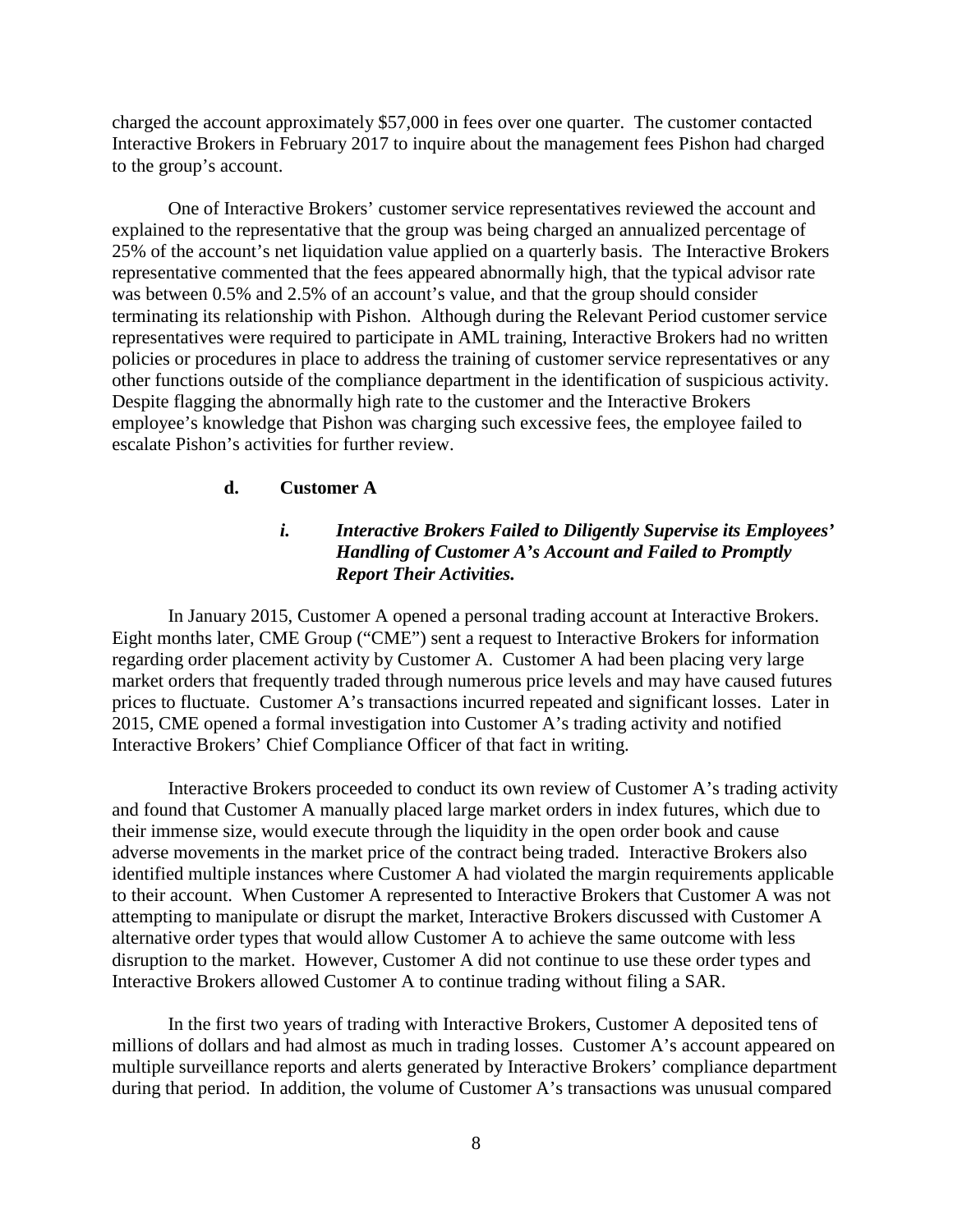charged the account approximately $57,000 in fees over one quarter. The customer contacted Interactive Brokers in February 2017 to inquire about the management fees Pishon had charged to the group's account.

One of Interactive Brokers' customer service representatives reviewed the account and explained to the representative that the group was being charged an annualized percentage of 25% of the account's net liquidation value applied on a quarterly basis. The Interactive Brokers representative commented that the fees appeared abnormally high, that the typical advisor rate was between 0.5% and 2.5% of an account's value, and that the group should consider terminating its relationship with Pishon. Although during the Relevant Period customer service representatives were required to participate in AML training, Interactive Brokers had no written policies or procedures in place to address the training of customer service representatives or any other functions outside of the compliance department in the identification of suspicious activity. Despite flagging the abnormally high rate to the customer and the Interactive Brokers employee's knowledge that Pishon was charging such excessive fees, the employee failed to escalate Pishon's activities for further review.

**d. Customer A**

***i. Interactive Brokers Failed to Diligently Supervise its Employees' Handling of Customer A's Account and Failed to Promptly Report Their Activities.***

In January 2015, Customer A opened a personal trading account at Interactive Brokers. Eight months later, CME Group ("CME") sent a request to Interactive Brokers for information regarding order placement activity by Customer A. Customer A had been placing very large market orders that frequently traded through numerous price levels and may have caused futures prices to fluctuate. Customer A's transactions incurred repeated and significant losses. Later in 2015, CME opened a formal investigation into Customer A's trading activity and notified Interactive Brokers' Chief Compliance Officer of that fact in writing.

Interactive Brokers proceeded to conduct its own review of Customer A's trading activity and found that Customer A manually placed large market orders in index futures, which due to their immense size, would execute through the liquidity in the open order book and cause adverse movements in the market price of the contract being traded. Interactive Brokers also identified multiple instances where Customer A had violated the margin requirements applicable to their account. When Customer A represented to Interactive Brokers that Customer A was not attempting to manipulate or disrupt the market, Interactive Brokers discussed with Customer A alternative order types that would allow Customer A to achieve the same outcome with less disruption to the market. However, Customer A did not continue to use these order types and Interactive Brokers allowed Customer A to continue trading without filing a SAR.

In the first two years of trading with Interactive Brokers, Customer A deposited tens of millions of dollars and had almost as much in trading losses. Customer A's account appeared on multiple surveillance reports and alerts generated by Interactive Brokers' compliance department during that period. In addition, the volume of Customer A's transactions was unusual compared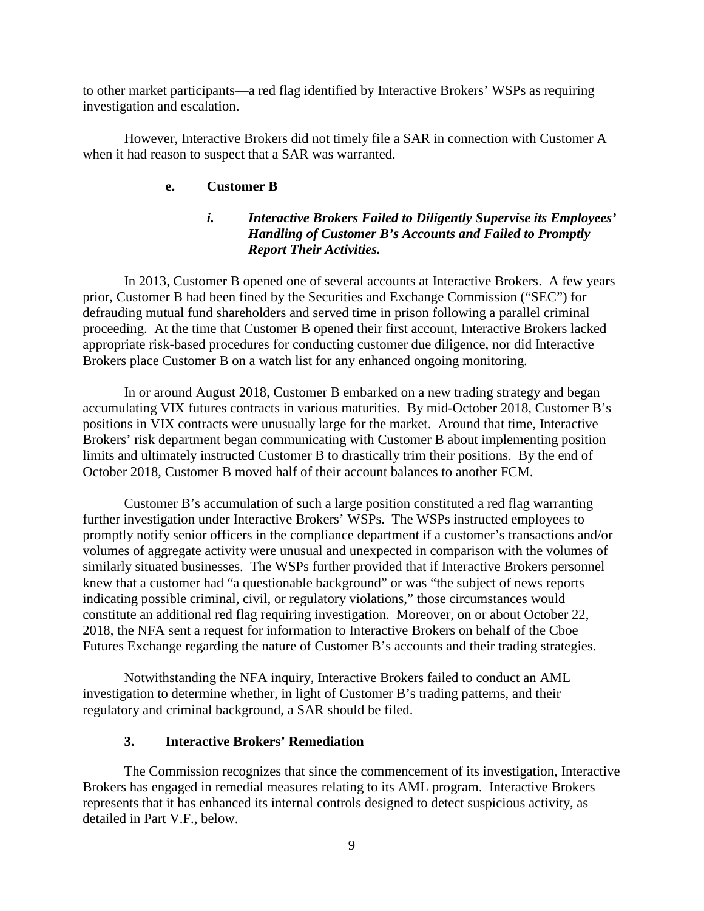to other market participants—a red flag identified by Interactive Brokers' WSPs as requiring investigation and escalation.

However, Interactive Brokers did not timely file a SAR in connection with Customer A when it had reason to suspect that a SAR was warranted.

#### e. Customer B

##### *i. Interactive Brokers Failed to Diligently Supervise its Employees' Handling of Customer B's Accounts and Failed to Promptly Report Their Activities.*

In 2013, Customer B opened one of several accounts at Interactive Brokers. A few years prior, Customer B had been fined by the Securities and Exchange Commission ("SEC") for defrauding mutual fund shareholders and served time in prison following a parallel criminal proceeding. At the time that Customer B opened their first account, Interactive Brokers lacked appropriate risk-based procedures for conducting customer due diligence, nor did Interactive Brokers place Customer B on a watch list for any enhanced ongoing monitoring.

In or around August 2018, Customer B embarked on a new trading strategy and began accumulating VIX futures contracts in various maturities. By mid-October 2018, Customer B's positions in VIX contracts were unusually large for the market. Around that time, Interactive Brokers' risk department began communicating with Customer B about implementing position limits and ultimately instructed Customer B to drastically trim their positions. By the end of October 2018, Customer B moved half of their account balances to another FCM.

Customer B's accumulation of such a large position constituted a red flag warranting further investigation under Interactive Brokers' WSPs. The WSPs instructed employees to promptly notify senior officers in the compliance department if a customer's transactions and/or volumes of aggregate activity were unusual and unexpected in comparison with the volumes of similarly situated businesses. The WSPs further provided that if Interactive Brokers personnel knew that a customer had "a questionable background" or was "the subject of news reports indicating possible criminal, civil, or regulatory violations," those circumstances would constitute an additional red flag requiring investigation. Moreover, on or about October 22, 2018, the NFA sent a request for information to Interactive Brokers on behalf of the Cboe Futures Exchange regarding the nature of Customer B's accounts and their trading strategies.

Notwithstanding the NFA inquiry, Interactive Brokers failed to conduct an AML investigation to determine whether, in light of Customer B's trading patterns, and their regulatory and criminal background, a SAR should be filed.

### 3. Interactive Brokers' Remediation

The Commission recognizes that since the commencement of its investigation, Interactive Brokers has engaged in remedial measures relating to its AML program. Interactive Brokers represents that it has enhanced its internal controls designed to detect suspicious activity, as detailed in Part V.F., below.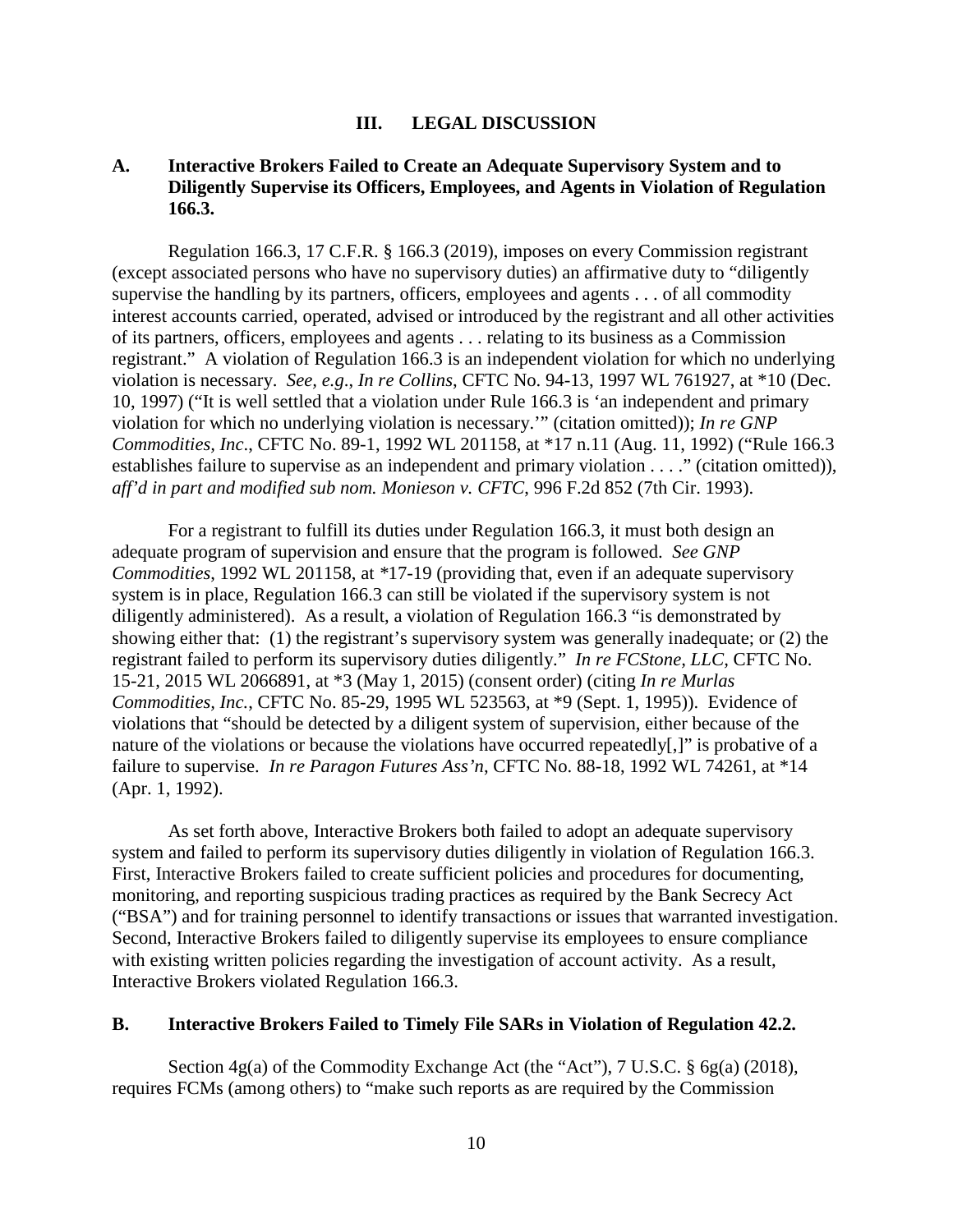## III. LEGAL DISCUSSION

### A. Interactive Brokers Failed to Create an Adequate Supervisory System and to Diligently Supervise its Officers, Employees, and Agents in Violation of Regulation 166.3.

Regulation 166.3, 17 C.F.R. § 166.3 (2019), imposes on every Commission registrant (except associated persons who have no supervisory duties) an affirmative duty to "diligently supervise the handling by its partners, officers, employees and agents . . . of all commodity interest accounts carried, operated, advised or introduced by the registrant and all other activities of its partners, officers, employees and agents . . . relating to its business as a Commission registrant." A violation of Regulation 166.3 is an independent violation for which no underlying violation is necessary. *See, e.g*., *In re Collins*, CFTC No. 94-13, 1997 WL 761927, at *10 (Dec. 10, 1997) ("It is well settled that a violation under Rule 166.3 is 'an independent and primary violation for which no underlying violation is necessary.'" (citation omitted)); *In re GNP Commodities, Inc*., CFTC No. 89-1, 1992 WL 201158, at *17 n.11 (Aug. 11, 1992) ("Rule 166.3 establishes failure to supervise as an independent and primary violation . . . ." (citation omitted)), *aff'd in part and modified sub nom. Monieson v. CFTC*, 996 F.2d 852 (7th Cir. 1993).

For a registrant to fulfill its duties under Regulation 166.3, it must both design an adequate program of supervision and ensure that the program is followed. *See GNP Commodities*, 1992 WL 201158, at *17-19 (providing that, even if an adequate supervisory system is in place, Regulation 166.3 can still be violated if the supervisory system is not diligently administered). As a result, a violation of Regulation 166.3 "is demonstrated by showing either that: (1) the registrant's supervisory system was generally inadequate; or (2) the registrant failed to perform its supervisory duties diligently." *In re FCStone, LLC*, CFTC No. 15-21, 2015 WL 2066891, at *3 (May 1, 2015) (consent order) (citing *In re Murlas Commodities, Inc.*, CFTC No. 85-29, 1995 WL 523563, at *9 (Sept. 1, 1995)). Evidence of violations that "should be detected by a diligent system of supervision, either because of the nature of the violations or because the violations have occurred repeatedly[,]" is probative of a failure to supervise. *In re Paragon Futures Ass'n*, CFTC No. 88-18, 1992 WL 74261, at *14 (Apr. 1, 1992).

As set forth above, Interactive Brokers both failed to adopt an adequate supervisory system and failed to perform its supervisory duties diligently in violation of Regulation 166.3. First, Interactive Brokers failed to create sufficient policies and procedures for documenting, monitoring, and reporting suspicious trading practices as required by the Bank Secrecy Act ("BSA") and for training personnel to identify transactions or issues that warranted investigation. Second, Interactive Brokers failed to diligently supervise its employees to ensure compliance with existing written policies regarding the investigation of account activity. As a result, Interactive Brokers violated Regulation 166.3.

### B. Interactive Brokers Failed to Timely File SARs in Violation of Regulation 42.2.

Section 4g(a) of the Commodity Exchange Act (the "Act"), 7 U.S.C. § 6g(a) (2018), requires FCMs (among others) to "make such reports as are required by the Commission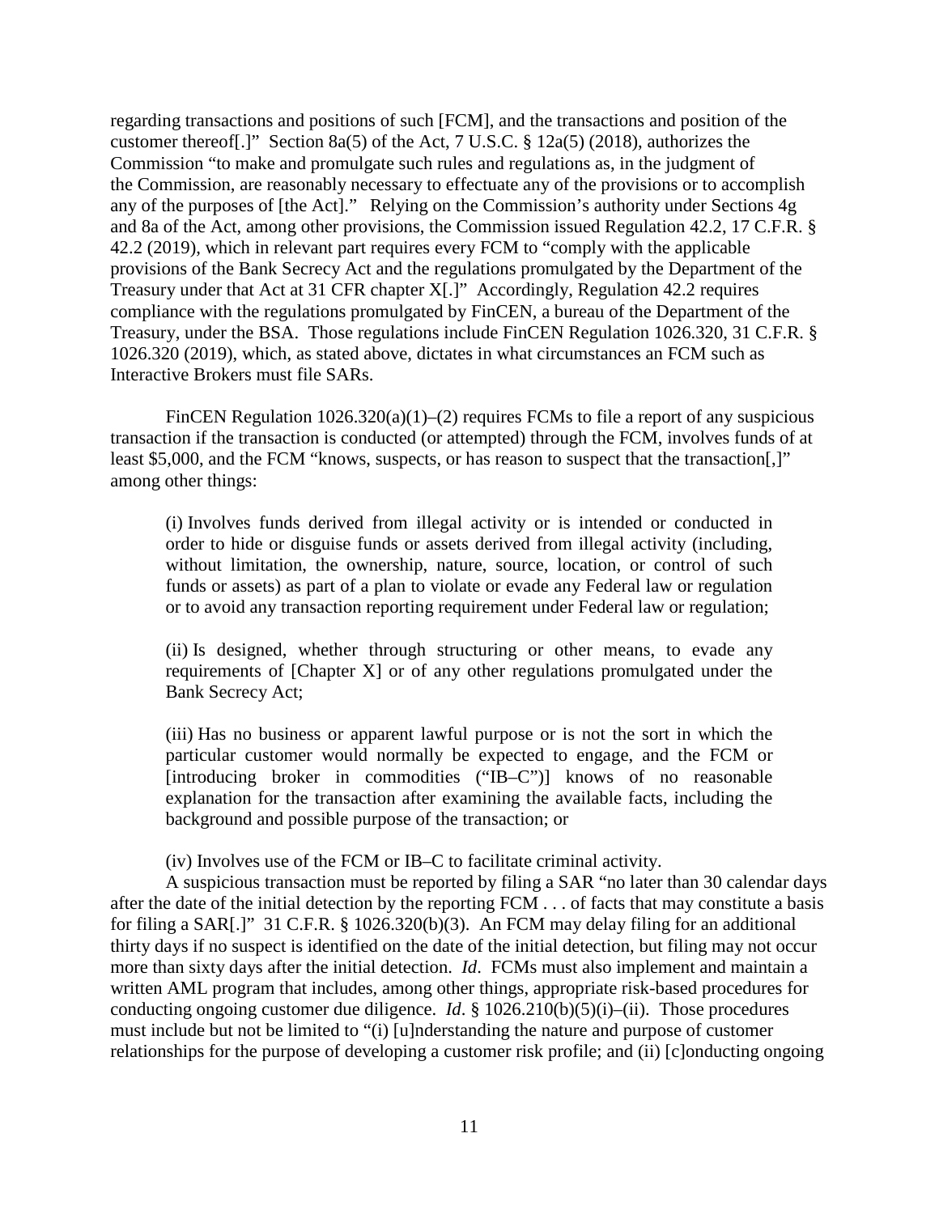regarding transactions and positions of such [FCM], and the transactions and position of the customer thereof[.]" Section 8a(5) of the Act, 7 U.S.C. § 12a(5) (2018), authorizes the Commission "to make and promulgate such rules and regulations as, in the judgment of the Commission, are reasonably necessary to effectuate any of the provisions or to accomplish any of the purposes of [the Act]." Relying on the Commission's authority under Sections 4g and 8a of the Act, among other provisions, the Commission issued Regulation 42.2, 17 C.F.R. § 42.2 (2019), which in relevant part requires every FCM to "comply with the applicable provisions of the Bank Secrecy Act and the regulations promulgated by the Department of the Treasury under that Act at 31 CFR chapter X[.]" Accordingly, Regulation 42.2 requires compliance with the regulations promulgated by FinCEN, a bureau of the Department of the Treasury, under the BSA. Those regulations include FinCEN Regulation 1026.320, 31 C.F.R. § 1026.320 (2019), which, as stated above, dictates in what circumstances an FCM such as Interactive Brokers must file SARs.

FinCEN Regulation 1026.320(a)(1)–(2) requires FCMs to file a report of any suspicious transaction if the transaction is conducted (or attempted) through the FCM, involves funds of at least $5,000, and the FCM "knows, suspects, or has reason to suspect that the transaction[,]" among other things:

> (i) Involves funds derived from illegal activity or is intended or conducted in order to hide or disguise funds or assets derived from illegal activity (including, without limitation, the ownership, nature, source, location, or control of such funds or assets) as part of a plan to violate or evade any Federal law or regulation or to avoid any transaction reporting requirement under Federal law or regulation;
>
> (ii) Is designed, whether through structuring or other means, to evade any requirements of [Chapter X] or of any other regulations promulgated under the Bank Secrecy Act;
>
> (iii) Has no business or apparent lawful purpose or is not the sort in which the particular customer would normally be expected to engage, and the FCM or [introducing broker in commodities ("IB–C")] knows of no reasonable explanation for the transaction after examining the available facts, including the background and possible purpose of the transaction; or
>
> (iv) Involves use of the FCM or IB–C to facilitate criminal activity.

A suspicious transaction must be reported by filing a SAR "no later than 30 calendar days after the date of the initial detection by the reporting FCM . . . of facts that may constitute a basis for filing a SAR[.]" 31 C.F.R. § 1026.320(b)(3). An FCM may delay filing for an additional thirty days if no suspect is identified on the date of the initial detection, but filing may not occur more than sixty days after the initial detection. *Id*. FCMs must also implement and maintain a written AML program that includes, among other things, appropriate risk-based procedures for conducting ongoing customer due diligence. *Id*. § 1026.210(b)(5)(i)–(ii). Those procedures must include but not be limited to "(i) [u]nderstanding the nature and purpose of customer relationships for the purpose of developing a customer risk profile; and (ii) [c]onducting ongoing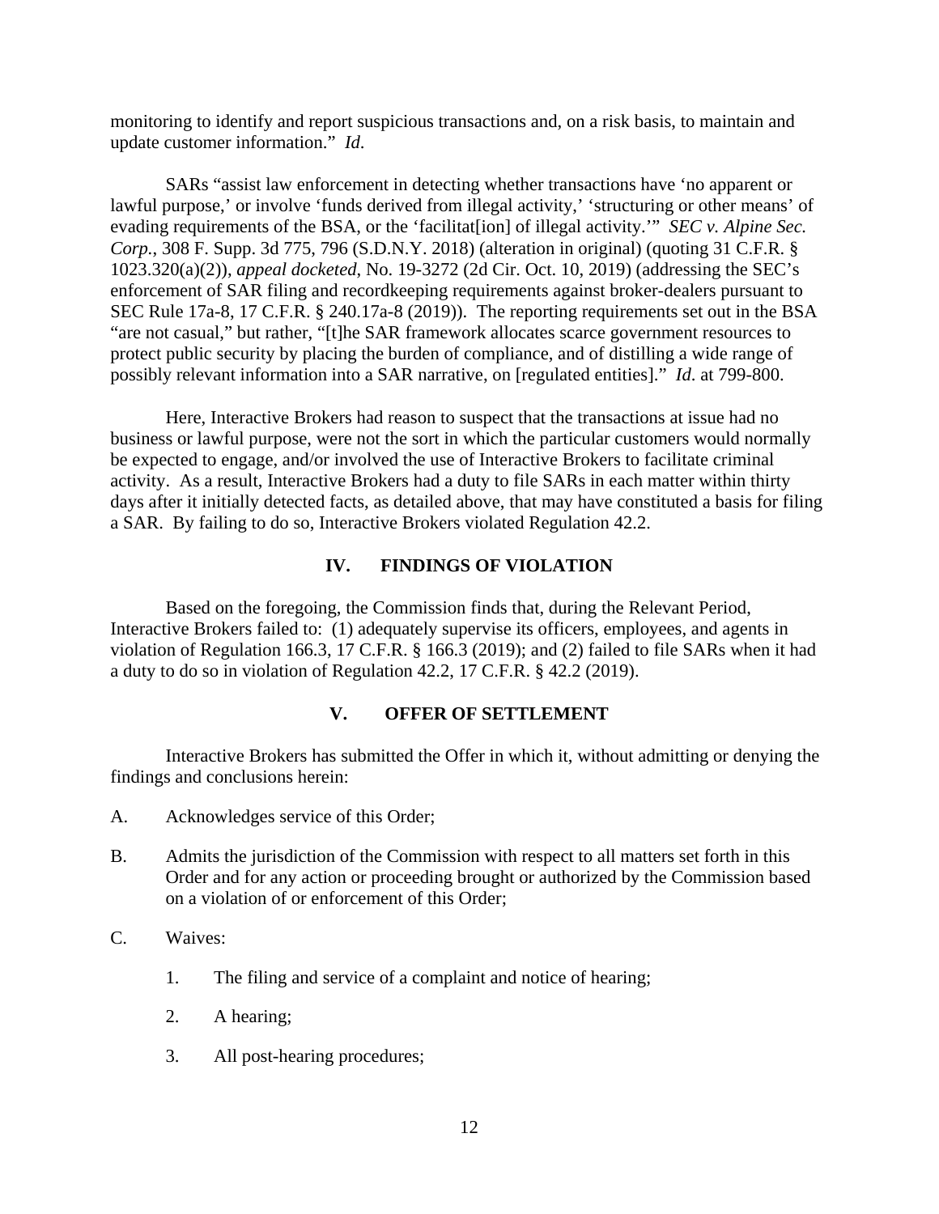monitoring to identify and report suspicious transactions and, on a risk basis, to maintain and update customer information." *Id*.

SARs "assist law enforcement in detecting whether transactions have 'no apparent or lawful purpose,' or involve 'funds derived from illegal activity,' 'structuring or other means' of evading requirements of the BSA, or the 'facilitat[ion] of illegal activity.'" *SEC v. Alpine Sec. Corp.*, 308 F. Supp. 3d 775, 796 (S.D.N.Y. 2018) (alteration in original) (quoting 31 C.F.R. § 1023.320(a)(2)), *appeal docketed*, No. 19-3272 (2d Cir. Oct. 10, 2019) (addressing the SEC's enforcement of SAR filing and recordkeeping requirements against broker-dealers pursuant to SEC Rule 17a-8, 17 C.F.R. § 240.17a-8 (2019)). The reporting requirements set out in the BSA "are not casual," but rather, "[t]he SAR framework allocates scarce government resources to protect public security by placing the burden of compliance, and of distilling a wide range of possibly relevant information into a SAR narrative, on [regulated entities]." *Id*. at 799-800.

Here, Interactive Brokers had reason to suspect that the transactions at issue had no business or lawful purpose, were not the sort in which the particular customers would normally be expected to engage, and/or involved the use of Interactive Brokers to facilitate criminal activity. As a result, Interactive Brokers had a duty to file SARs in each matter within thirty days after it initially detected facts, as detailed above, that may have constituted a basis for filing a SAR. By failing to do so, Interactive Brokers violated Regulation 42.2.

## IV. FINDINGS OF VIOLATION

Based on the foregoing, the Commission finds that, during the Relevant Period, Interactive Brokers failed to: (1) adequately supervise its officers, employees, and agents in violation of Regulation 166.3, 17 C.F.R. § 166.3 (2019); and (2) failed to file SARs when it had a duty to do so in violation of Regulation 42.2, 17 C.F.R. § 42.2 (2019).

## V. OFFER OF SETTLEMENT

Interactive Brokers has submitted the Offer in which it, without admitting or denying the findings and conclusions herein:

A. Acknowledges service of this Order;

B. Admits the jurisdiction of the Commission with respect to all matters set forth in this Order and for any action or proceeding brought or authorized by the Commission based on a violation of or enforcement of this Order;

C. Waives:

   1. The filing and service of a complaint and notice of hearing;

   2. A hearing;

   3. All post-hearing procedures;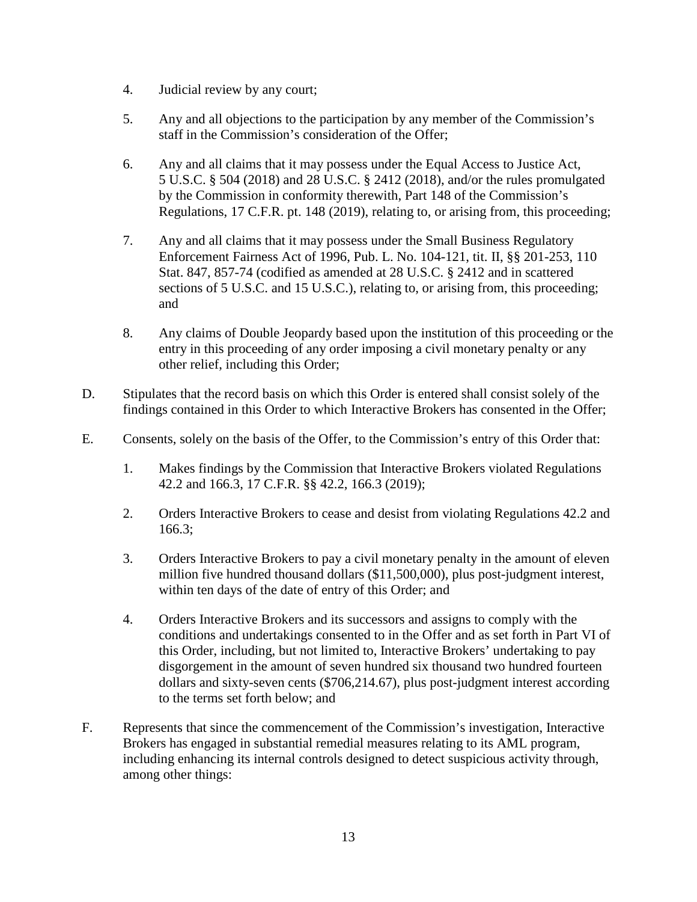4. Judicial review by any court;

5. Any and all objections to the participation by any member of the Commission's staff in the Commission's consideration of the Offer;

6. Any and all claims that it may possess under the Equal Access to Justice Act, 5 U.S.C. § 504 (2018) and 28 U.S.C. § 2412 (2018), and/or the rules promulgated by the Commission in conformity therewith, Part 148 of the Commission's Regulations, 17 C.F.R. pt. 148 (2019), relating to, or arising from, this proceeding;

7. Any and all claims that it may possess under the Small Business Regulatory Enforcement Fairness Act of 1996, Pub. L. No. 104-121, tit. II, §§ 201-253, 110 Stat. 847, 857-74 (codified as amended at 28 U.S.C. § 2412 and in scattered sections of 5 U.S.C. and 15 U.S.C.), relating to, or arising from, this proceeding; and

8. Any claims of Double Jeopardy based upon the institution of this proceeding or the entry in this proceeding of any order imposing a civil monetary penalty or any other relief, including this Order;

D. Stipulates that the record basis on which this Order is entered shall consist solely of the findings contained in this Order to which Interactive Brokers has consented in the Offer;

E. Consents, solely on the basis of the Offer, to the Commission's entry of this Order that:

1. Makes findings by the Commission that Interactive Brokers violated Regulations 42.2 and 166.3, 17 C.F.R. §§ 42.2, 166.3 (2019);

2. Orders Interactive Brokers to cease and desist from violating Regulations 42.2 and 166.3;

3. Orders Interactive Brokers to pay a civil monetary penalty in the amount of eleven million five hundred thousand dollars ($11,500,000), plus post-judgment interest, within ten days of the date of entry of this Order; and

4. Orders Interactive Brokers and its successors and assigns to comply with the conditions and undertakings consented to in the Offer and as set forth in Part VI of this Order, including, but not limited to, Interactive Brokers' undertaking to pay disgorgement in the amount of seven hundred six thousand two hundred fourteen dollars and sixty-seven cents ($706,214.67), plus post-judgment interest according to the terms set forth below; and

F. Represents that since the commencement of the Commission's investigation, Interactive Brokers has engaged in substantial remedial measures relating to its AML program, including enhancing its internal controls designed to detect suspicious activity through, among other things: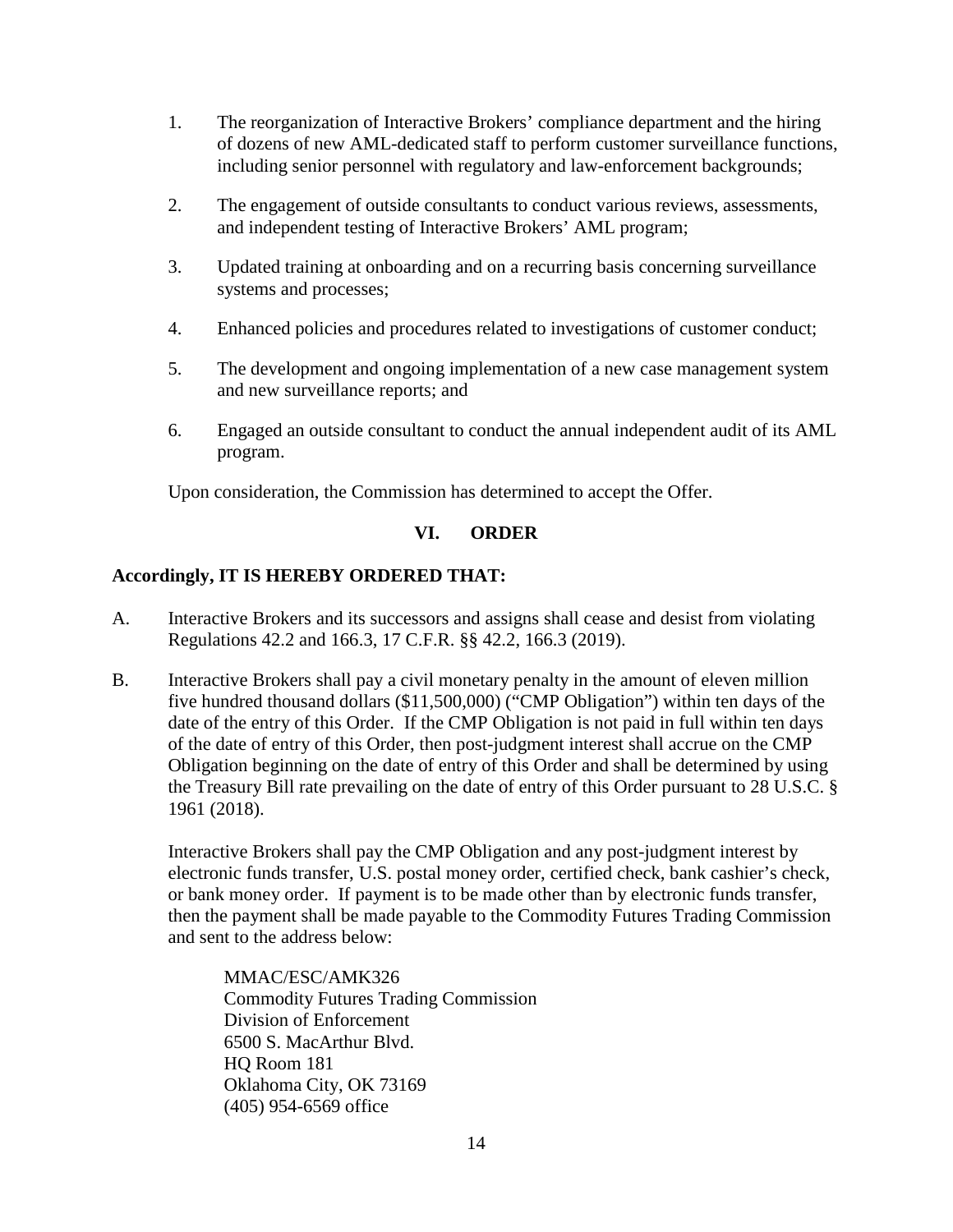1. The reorganization of Interactive Brokers' compliance department and the hiring of dozens of new AML-dedicated staff to perform customer surveillance functions, including senior personnel with regulatory and law-enforcement backgrounds;

2. The engagement of outside consultants to conduct various reviews, assessments, and independent testing of Interactive Brokers' AML program;

3. Updated training at onboarding and on a recurring basis concerning surveillance systems and processes;

4. Enhanced policies and procedures related to investigations of customer conduct;

5. The development and ongoing implementation of a new case management system and new surveillance reports; and

6. Engaged an outside consultant to conduct the annual independent audit of its AML program.

Upon consideration, the Commission has determined to accept the Offer.

## VI. ORDER

**Accordingly, IT IS HEREBY ORDERED THAT:**

A. Interactive Brokers and its successors and assigns shall cease and desist from violating Regulations 42.2 and 166.3, 17 C.F.R. §§ 42.2, 166.3 (2019).

B. Interactive Brokers shall pay a civil monetary penalty in the amount of eleven million five hundred thousand dollars ($11,500,000) ("CMP Obligation") within ten days of the date of the entry of this Order. If the CMP Obligation is not paid in full within ten days of the date of entry of this Order, then post-judgment interest shall accrue on the CMP Obligation beginning on the date of entry of this Order and shall be determined by using the Treasury Bill rate prevailing on the date of entry of this Order pursuant to 28 U.S.C. § 1961 (2018).

   Interactive Brokers shall pay the CMP Obligation and any post-judgment interest by electronic funds transfer, U.S. postal money order, certified check, bank cashier's check, or bank money order. If payment is to be made other than by electronic funds transfer, then the payment shall be made payable to the Commodity Futures Trading Commission and sent to the address below:

   MMAC/ESC/AMK326
   Commodity Futures Trading Commission
   Division of Enforcement
   6500 S. MacArthur Blvd.
   HQ Room 181
   Oklahoma City, OK 73169
   (405) 954-6569 office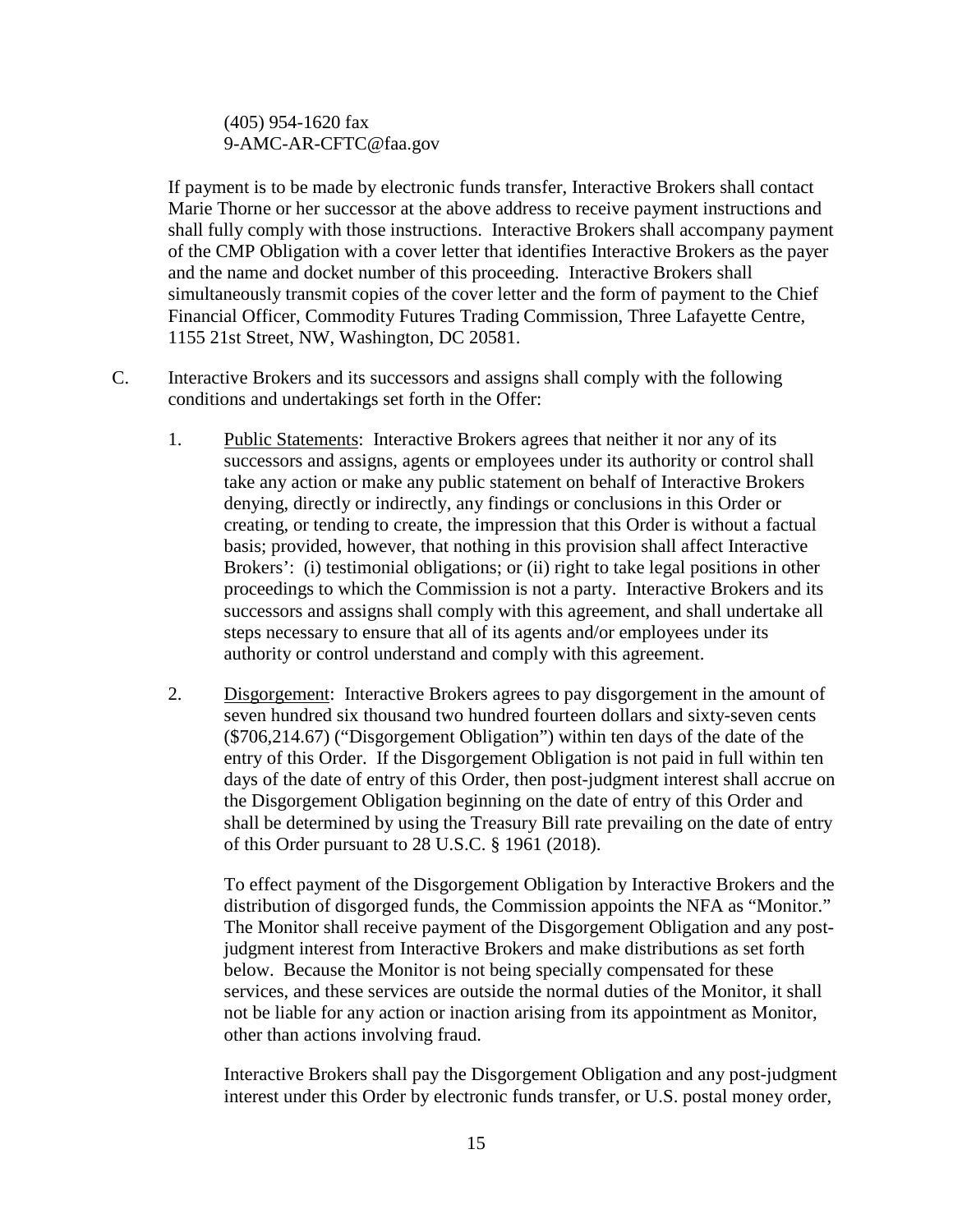(405) 954-1620 fax
9-AMC-AR-CFTC@faa.gov

If payment is to be made by electronic funds transfer, Interactive Brokers shall contact Marie Thorne or her successor at the above address to receive payment instructions and shall fully comply with those instructions. Interactive Brokers shall accompany payment of the CMP Obligation with a cover letter that identifies Interactive Brokers as the payer and the name and docket number of this proceeding. Interactive Brokers shall simultaneously transmit copies of the cover letter and the form of payment to the Chief Financial Officer, Commodity Futures Trading Commission, Three Lafayette Centre, 1155 21st Street, NW, Washington, DC 20581.

C. Interactive Brokers and its successors and assigns shall comply with the following conditions and undertakings set forth in the Offer:

1. Public Statements: Interactive Brokers agrees that neither it nor any of its successors and assigns, agents or employees under its authority or control shall take any action or make any public statement on behalf of Interactive Brokers denying, directly or indirectly, any findings or conclusions in this Order or creating, or tending to create, the impression that this Order is without a factual basis; provided, however, that nothing in this provision shall affect Interactive Brokers': (i) testimonial obligations; or (ii) right to take legal positions in other proceedings to which the Commission is not a party. Interactive Brokers and its successors and assigns shall comply with this agreement, and shall undertake all steps necessary to ensure that all of its agents and/or employees under its authority or control understand and comply with this agreement.

2. Disgorgement: Interactive Brokers agrees to pay disgorgement in the amount of seven hundred six thousand two hundred fourteen dollars and sixty-seven cents ($706,214.67) ("Disgorgement Obligation") within ten days of the date of the entry of this Order. If the Disgorgement Obligation is not paid in full within ten days of the date of entry of this Order, then post-judgment interest shall accrue on the Disgorgement Obligation beginning on the date of entry of this Order and shall be determined by using the Treasury Bill rate prevailing on the date of entry of this Order pursuant to 28 U.S.C. § 1961 (2018).

   To effect payment of the Disgorgement Obligation by Interactive Brokers and the distribution of disgorged funds, the Commission appoints the NFA as "Monitor." The Monitor shall receive payment of the Disgorgement Obligation and any post-judgment interest from Interactive Brokers and make distributions as set forth below. Because the Monitor is not being specially compensated for these services, and these services are outside the normal duties of the Monitor, it shall not be liable for any action or inaction arising from its appointment as Monitor, other than actions involving fraud.

   Interactive Brokers shall pay the Disgorgement Obligation and any post-judgment interest under this Order by electronic funds transfer, or U.S. postal money order,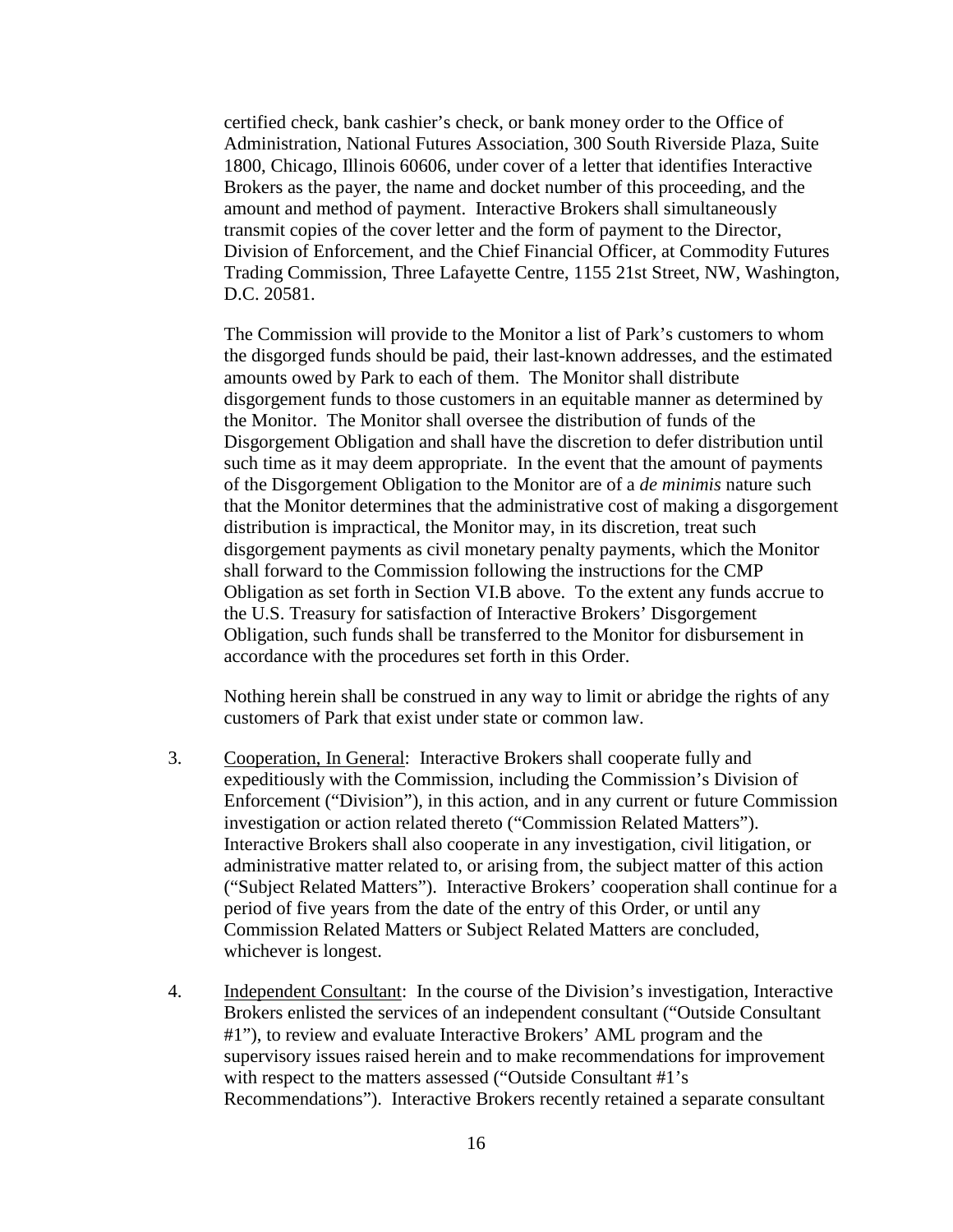certified check, bank cashier's check, or bank money order to the Office of Administration, National Futures Association, 300 South Riverside Plaza, Suite 1800, Chicago, Illinois 60606, under cover of a letter that identifies Interactive Brokers as the payer, the name and docket number of this proceeding, and the amount and method of payment. Interactive Brokers shall simultaneously transmit copies of the cover letter and the form of payment to the Director, Division of Enforcement, and the Chief Financial Officer, at Commodity Futures Trading Commission, Three Lafayette Centre, 1155 21st Street, NW, Washington, D.C. 20581.

The Commission will provide to the Monitor a list of Park's customers to whom the disgorged funds should be paid, their last-known addresses, and the estimated amounts owed by Park to each of them. The Monitor shall distribute disgorgement funds to those customers in an equitable manner as determined by the Monitor. The Monitor shall oversee the distribution of funds of the Disgorgement Obligation and shall have the discretion to defer distribution until such time as it may deem appropriate. In the event that the amount of payments of the Disgorgement Obligation to the Monitor are of a *de minimis* nature such that the Monitor determines that the administrative cost of making a disgorgement distribution is impractical, the Monitor may, in its discretion, treat such disgorgement payments as civil monetary penalty payments, which the Monitor shall forward to the Commission following the instructions for the CMP Obligation as set forth in Section VI.B above. To the extent any funds accrue to the U.S. Treasury for satisfaction of Interactive Brokers' Disgorgement Obligation, such funds shall be transferred to the Monitor for disbursement in accordance with the procedures set forth in this Order.

Nothing herein shall be construed in any way to limit or abridge the rights of any customers of Park that exist under state or common law.

3. Cooperation, In General: Interactive Brokers shall cooperate fully and expeditiously with the Commission, including the Commission's Division of Enforcement ("Division"), in this action, and in any current or future Commission investigation or action related thereto ("Commission Related Matters"). Interactive Brokers shall also cooperate in any investigation, civil litigation, or administrative matter related to, or arising from, the subject matter of this action ("Subject Related Matters"). Interactive Brokers' cooperation shall continue for a period of five years from the date of the entry of this Order, or until any Commission Related Matters or Subject Related Matters are concluded, whichever is longest.

4. Independent Consultant: In the course of the Division's investigation, Interactive Brokers enlisted the services of an independent consultant ("Outside Consultant #1"), to review and evaluate Interactive Brokers' AML program and the supervisory issues raised herein and to make recommendations for improvement with respect to the matters assessed ("Outside Consultant #1's Recommendations"). Interactive Brokers recently retained a separate consultant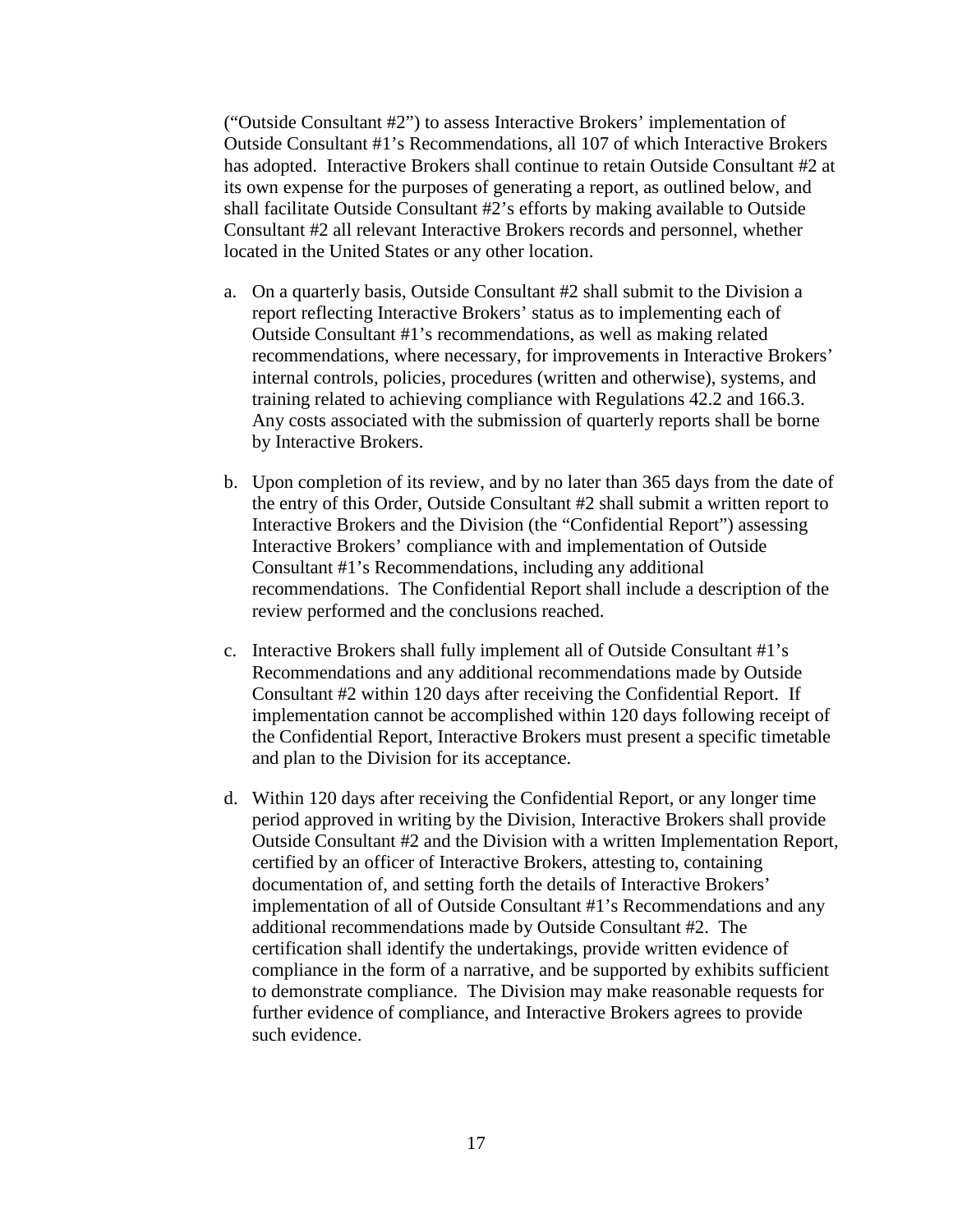("Outside Consultant #2") to assess Interactive Brokers' implementation of Outside Consultant #1's Recommendations, all 107 of which Interactive Brokers has adopted. Interactive Brokers shall continue to retain Outside Consultant #2 at its own expense for the purposes of generating a report, as outlined below, and shall facilitate Outside Consultant #2's efforts by making available to Outside Consultant #2 all relevant Interactive Brokers records and personnel, whether located in the United States or any other location.

a. On a quarterly basis, Outside Consultant #2 shall submit to the Division a report reflecting Interactive Brokers' status as to implementing each of Outside Consultant #1's recommendations, as well as making related recommendations, where necessary, for improvements in Interactive Brokers' internal controls, policies, procedures (written and otherwise), systems, and training related to achieving compliance with Regulations 42.2 and 166.3. Any costs associated with the submission of quarterly reports shall be borne by Interactive Brokers.

b. Upon completion of its review, and by no later than 365 days from the date of the entry of this Order, Outside Consultant #2 shall submit a written report to Interactive Brokers and the Division (the "Confidential Report") assessing Interactive Brokers' compliance with and implementation of Outside Consultant #1's Recommendations, including any additional recommendations. The Confidential Report shall include a description of the review performed and the conclusions reached.

c. Interactive Brokers shall fully implement all of Outside Consultant #1's Recommendations and any additional recommendations made by Outside Consultant #2 within 120 days after receiving the Confidential Report. If implementation cannot be accomplished within 120 days following receipt of the Confidential Report, Interactive Brokers must present a specific timetable and plan to the Division for its acceptance.

d. Within 120 days after receiving the Confidential Report, or any longer time period approved in writing by the Division, Interactive Brokers shall provide Outside Consultant #2 and the Division with a written Implementation Report, certified by an officer of Interactive Brokers, attesting to, containing documentation of, and setting forth the details of Interactive Brokers' implementation of all of Outside Consultant #1's Recommendations and any additional recommendations made by Outside Consultant #2. The certification shall identify the undertakings, provide written evidence of compliance in the form of a narrative, and be supported by exhibits sufficient to demonstrate compliance. The Division may make reasonable requests for further evidence of compliance, and Interactive Brokers agrees to provide such evidence.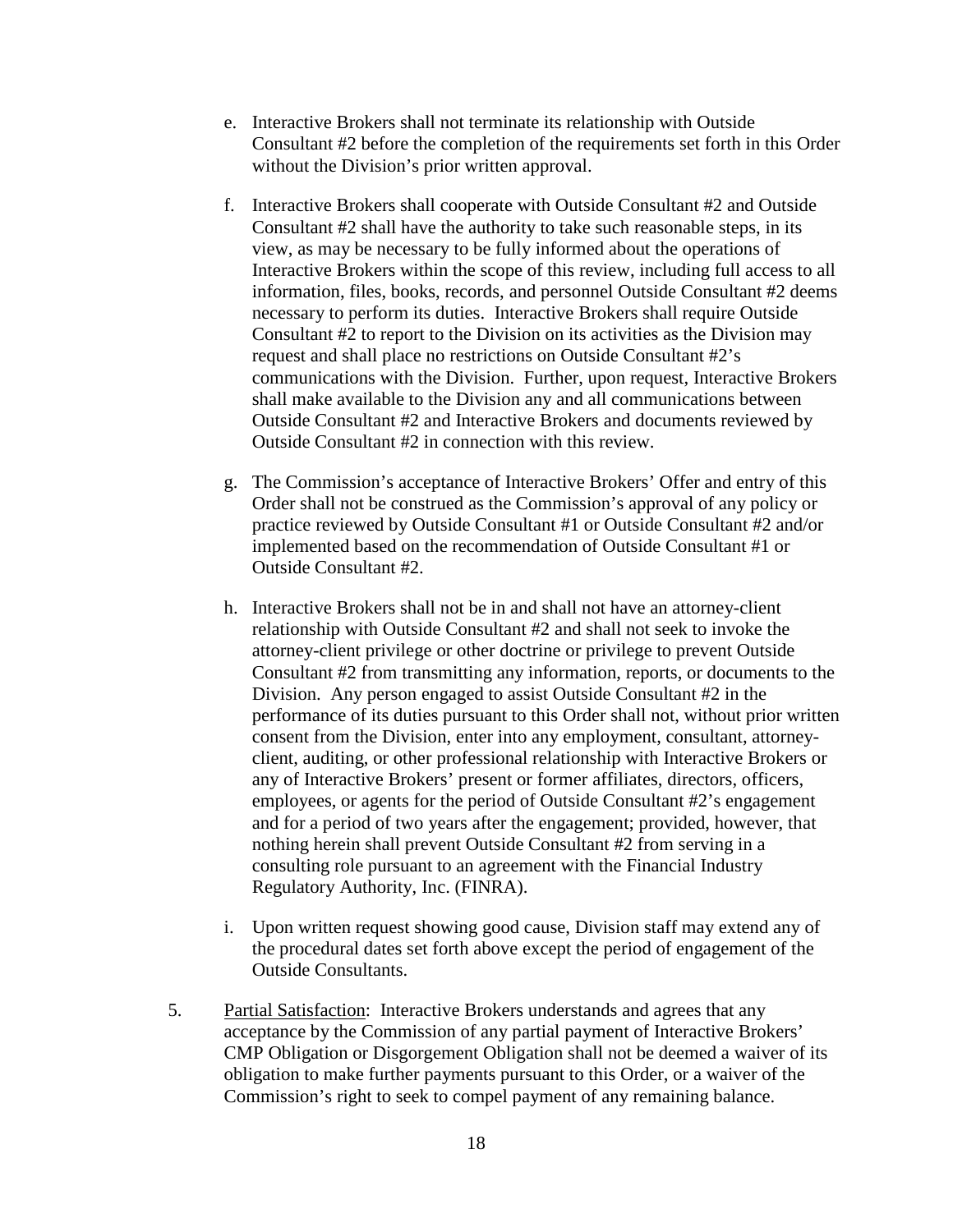e. Interactive Brokers shall not terminate its relationship with Outside Consultant #2 before the completion of the requirements set forth in this Order without the Division's prior written approval.

f. Interactive Brokers shall cooperate with Outside Consultant #2 and Outside Consultant #2 shall have the authority to take such reasonable steps, in its view, as may be necessary to be fully informed about the operations of Interactive Brokers within the scope of this review, including full access to all information, files, books, records, and personnel Outside Consultant #2 deems necessary to perform its duties. Interactive Brokers shall require Outside Consultant #2 to report to the Division on its activities as the Division may request and shall place no restrictions on Outside Consultant #2's communications with the Division. Further, upon request, Interactive Brokers shall make available to the Division any and all communications between Outside Consultant #2 and Interactive Brokers and documents reviewed by Outside Consultant #2 in connection with this review.

g. The Commission's acceptance of Interactive Brokers' Offer and entry of this Order shall not be construed as the Commission's approval of any policy or practice reviewed by Outside Consultant #1 or Outside Consultant #2 and/or implemented based on the recommendation of Outside Consultant #1 or Outside Consultant #2.

h. Interactive Brokers shall not be in and shall not have an attorney-client relationship with Outside Consultant #2 and shall not seek to invoke the attorney-client privilege or other doctrine or privilege to prevent Outside Consultant #2 from transmitting any information, reports, or documents to the Division. Any person engaged to assist Outside Consultant #2 in the performance of its duties pursuant to this Order shall not, without prior written consent from the Division, enter into any employment, consultant, attorney-client, auditing, or other professional relationship with Interactive Brokers or any of Interactive Brokers' present or former affiliates, directors, officers, employees, or agents for the period of Outside Consultant #2's engagement and for a period of two years after the engagement; provided, however, that nothing herein shall prevent Outside Consultant #2 from serving in a consulting role pursuant to an agreement with the Financial Industry Regulatory Authority, Inc. (FINRA).

i. Upon written request showing good cause, Division staff may extend any of the procedural dates set forth above except the period of engagement of the Outside Consultants.

5. Partial Satisfaction: Interactive Brokers understands and agrees that any acceptance by the Commission of any partial payment of Interactive Brokers' CMP Obligation or Disgorgement Obligation shall not be deemed a waiver of its obligation to make further payments pursuant to this Order, or a waiver of the Commission's right to seek to compel payment of any remaining balance.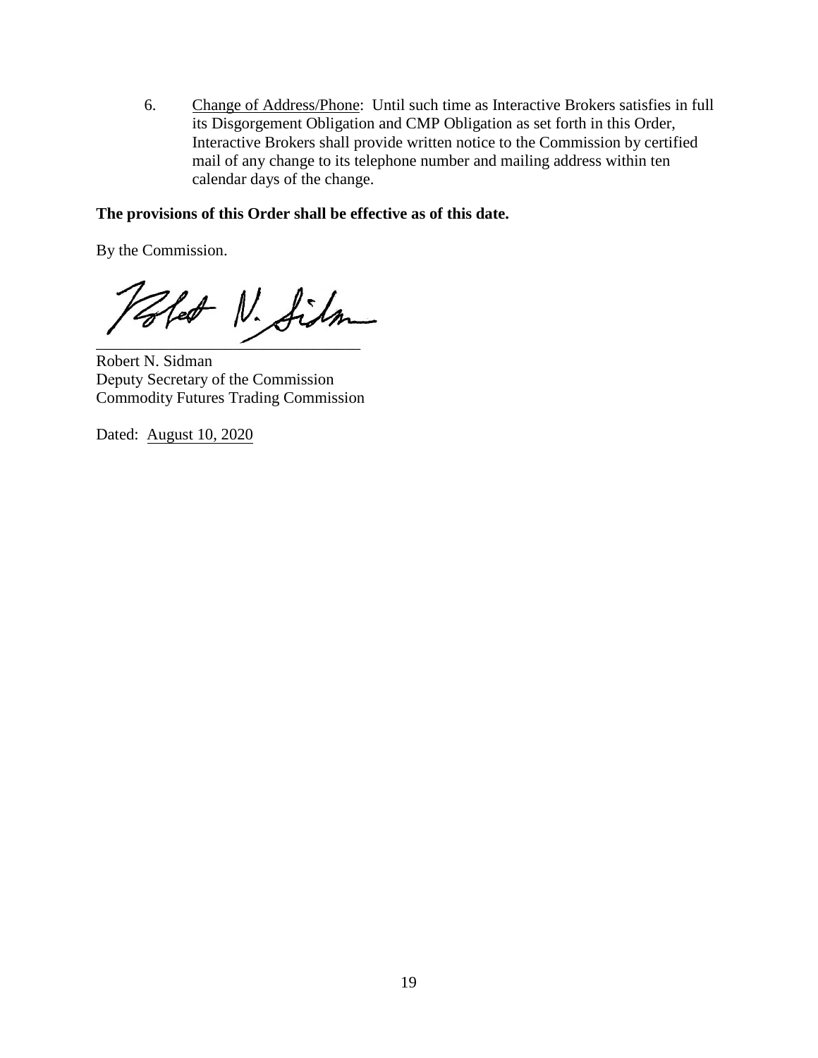6. Change of Address/Phone: Until such time as Interactive Brokers satisfies in full its Disgorgement Obligation and CMP Obligation as set forth in this Order, Interactive Brokers shall provide written notice to the Commission by certified mail of any change to its telephone number and mailing address within ten calendar days of the change.

**The provisions of this Order shall be effective as of this date.**

By the Commission.

\_\_\_\_\_\_\_\_\_\_\_\_\_\_\_\_\_\_\_\_\_\_\_\_\_\_\_\_\_\_\_\_\_\_

Robert N. Sidman
Deputy Secretary of the Commission
Commodity Futures Trading Commission

Dated: August 10, 2020